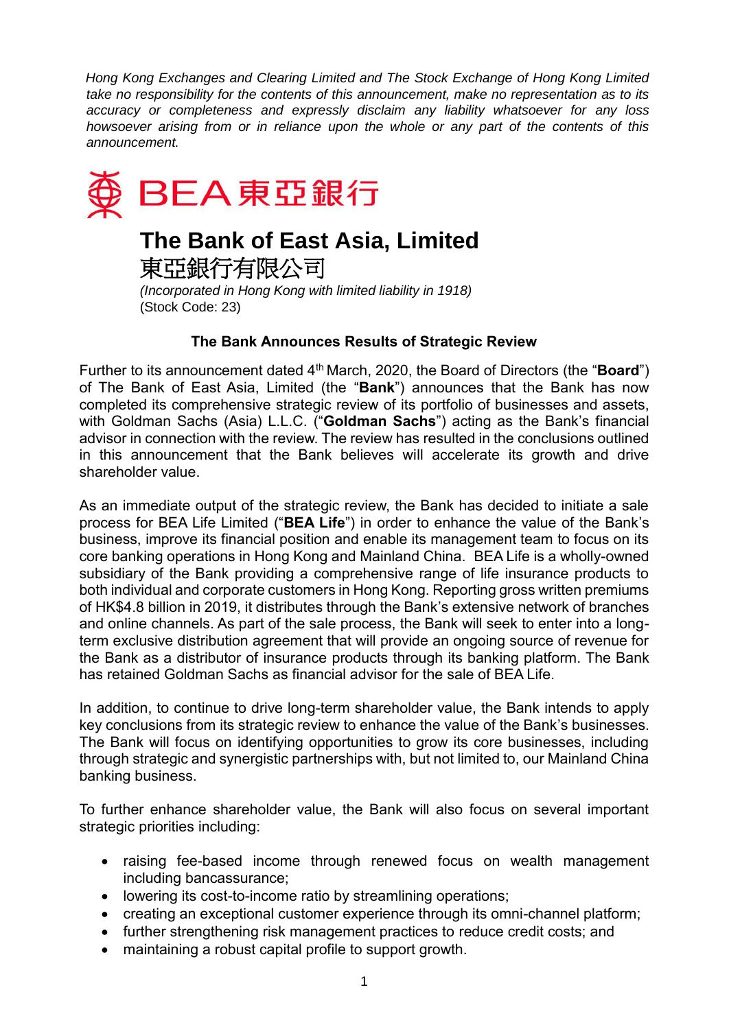*Hong Kong Exchanges and Clearing Limited and The Stock Exchange of Hong Kong Limited take no responsibility for the contents of this announcement, make no representation as to its accuracy or completeness and expressly disclaim any liability whatsoever for any loss howsoever arising from or in reliance upon the whole or any part of the contents of this announcement.*

BEA 東亞銀行

# The Bank of East Asia, Limited
# 東亞銀行有限公司

*(Incorporated in Hong Kong with limited liability in 1918)*
(Stock Code: 23)

## The Bank Announces Results of Strategic Review

Further to its announcement dated 4th March, 2020, the Board of Directors (the "**Board**") of The Bank of East Asia, Limited (the "**Bank**") announces that the Bank has now completed its comprehensive strategic review of its portfolio of businesses and assets, with Goldman Sachs (Asia) L.L.C. ("**Goldman Sachs**") acting as the Bank's financial advisor in connection with the review. The review has resulted in the conclusions outlined in this announcement that the Bank believes will accelerate its growth and drive shareholder value.

As an immediate output of the strategic review, the Bank has decided to initiate a sale process for BEA Life Limited ("**BEA Life**") in order to enhance the value of the Bank's business, improve its financial position and enable its management team to focus on its core banking operations in Hong Kong and Mainland China. BEA Life is a wholly-owned subsidiary of the Bank providing a comprehensive range of life insurance products to both individual and corporate customers in Hong Kong. Reporting gross written premiums of HK$4.8 billion in 2019, it distributes through the Bank's extensive network of branches and online channels. As part of the sale process, the Bank will seek to enter into a long-term exclusive distribution agreement that will provide an ongoing source of revenue for the Bank as a distributor of insurance products through its banking platform. The Bank has retained Goldman Sachs as financial advisor for the sale of BEA Life.

In addition, to continue to drive long-term shareholder value, the Bank intends to apply key conclusions from its strategic review to enhance the value of the Bank's businesses. The Bank will focus on identifying opportunities to grow its core businesses, including through strategic and synergistic partnerships with, but not limited to, our Mainland China banking business.

To further enhance shareholder value, the Bank will also focus on several important strategic priorities including:

- raising fee-based income through renewed focus on wealth management including bancassurance;
- lowering its cost-to-income ratio by streamlining operations;
- creating an exceptional customer experience through its omni-channel platform;
- further strengthening risk management practices to reduce credit costs; and
- maintaining a robust capital profile to support growth.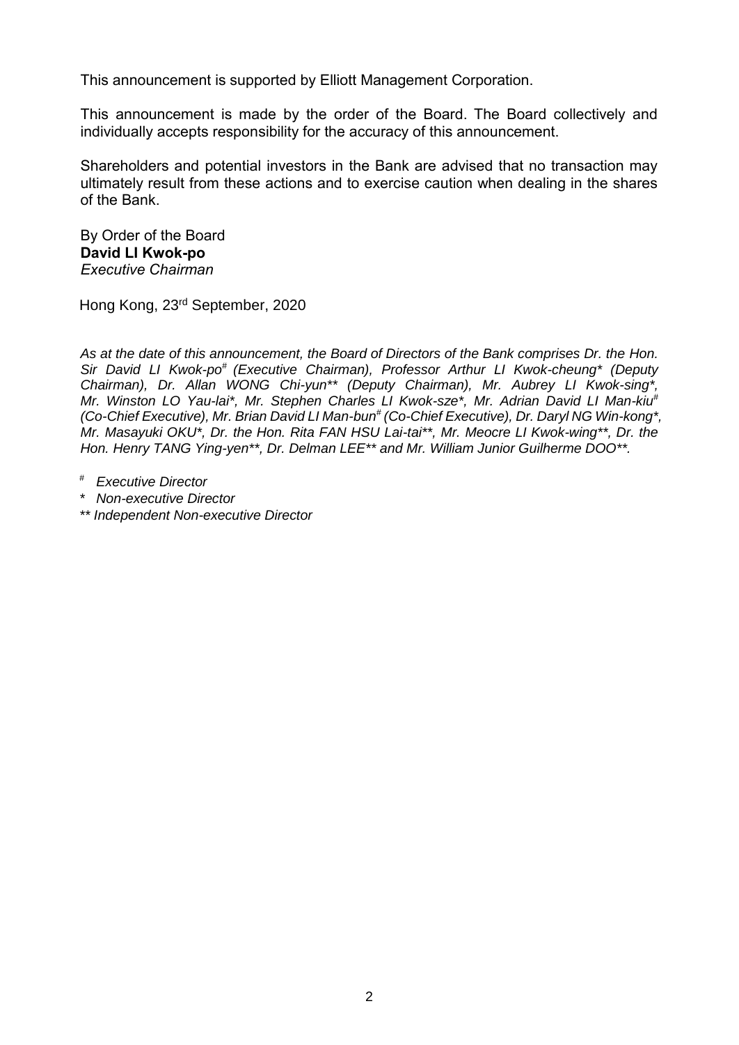This announcement is supported by Elliott Management Corporation.

This announcement is made by the order of the Board. The Board collectively and individually accepts responsibility for the accuracy of this announcement.

Shareholders and potential investors in the Bank are advised that no transaction may ultimately result from these actions and to exercise caution when dealing in the shares of the Bank.

By Order of the Board
**David LI Kwok-po**
*Executive Chairman*

Hong Kong, 23rd September, 2020

*As at the date of this announcement, the Board of Directors of the Bank comprises Dr. the Hon. Sir David LI Kwok-po# (Executive Chairman), Professor Arthur LI Kwok-cheung* (Deputy Chairman), Dr. Allan WONG Chi-yun** (Deputy Chairman), Mr. Aubrey LI Kwok-sing*, Mr. Winston LO Yau-lai*, Mr. Stephen Charles LI Kwok-sze*, Mr. Adrian David LI Man-kiu# (Co-Chief Executive), Mr. Brian David LI Man-bun# (Co-Chief Executive), Dr. Daryl NG Win-kong*, Mr. Masayuki OKU*, Dr. the Hon. Rita FAN HSU Lai-tai**, Mr. Meocre LI Kwok-wing**, Dr. the Hon. Henry TANG Ying-yen**, Dr. Delman LEE** and Mr. William Junior Guilherme DOO**.*

\# *Executive Director*

\* *Non-executive Director*

\*\* *Independent Non-executive Director*